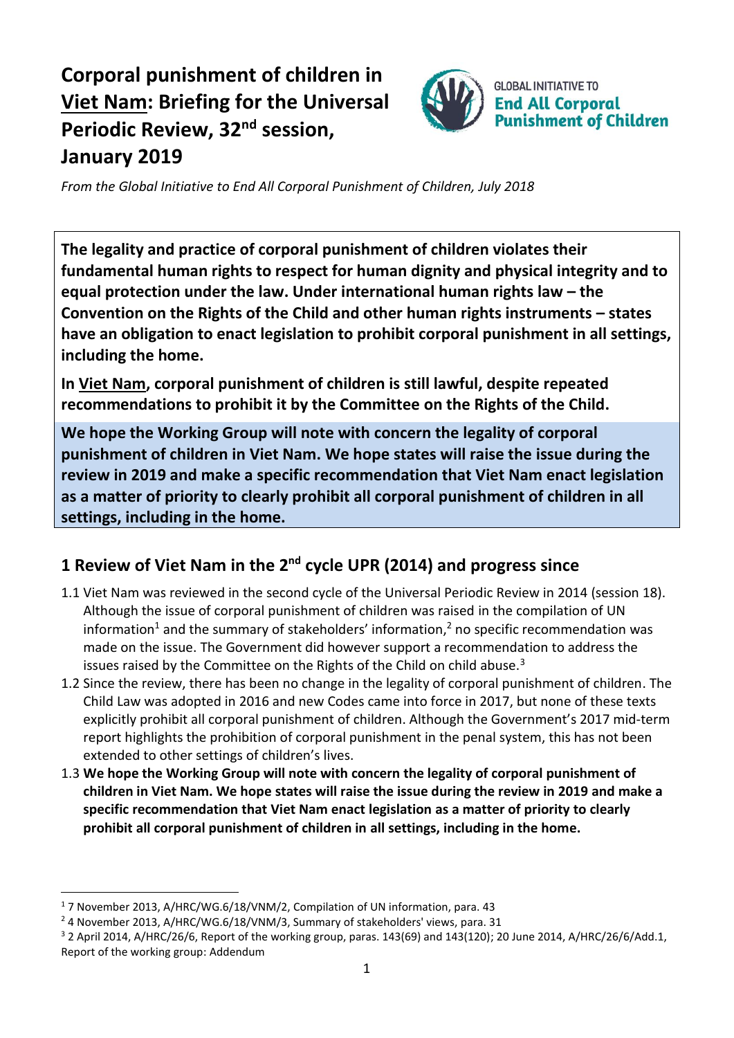# Corporal punishment of children in Viet Nam: Briefing for the Universal Periodic Review, 32nd session, January 2019

GLOBAL INITIATIVE TO **End All Corporal Punishment of Children**

*From the Global Initiative to End All Corporal Punishment of Children, July 2018*

**The legality and practice of corporal punishment of children violates their fundamental human rights to respect for human dignity and physical integrity and to equal protection under the law. Under international human rights law – the Convention on the Rights of the Child and other human rights instruments – states have an obligation to enact legislation to prohibit corporal punishment in all settings, including the home.**

**In Viet Nam, corporal punishment of children is still lawful, despite repeated recommendations to prohibit it by the Committee on the Rights of the Child.**

**We hope the Working Group will note with concern the legality of corporal punishment of children in Viet Nam. We hope states will raise the issue during the review in 2019 and make a specific recommendation that Viet Nam enact legislation as a matter of priority to clearly prohibit all corporal punishment of children in all settings, including in the home.**

## 1 Review of Viet Nam in the 2nd cycle UPR (2014) and progress since

1.1 Viet Nam was reviewed in the second cycle of the Universal Periodic Review in 2014 (session 18). Although the issue of corporal punishment of children was raised in the compilation of UN information[1] and the summary of stakeholders' information,[2] no specific recommendation was made on the issue. The Government did however support a recommendation to address the issues raised by the Committee on the Rights of the Child on child abuse.[3]

1.2 Since the review, there has been no change in the legality of corporal punishment of children. The Child Law was adopted in 2016 and new Codes came into force in 2017, but none of these texts explicitly prohibit all corporal punishment of children. Although the Government's 2017 mid-term report highlights the prohibition of corporal punishment in the penal system, this has not been extended to other settings of children's lives.

1.3 **We hope the Working Group will note with concern the legality of corporal punishment of children in Viet Nam. We hope states will raise the issue during the review in 2019 and make a specific recommendation that Viet Nam enact legislation as a matter of priority to clearly prohibit all corporal punishment of children in all settings, including in the home.**

---

[1] 7 November 2013, A/HRC/WG.6/18/VNM/2, Compilation of UN information, para. 43

[2] 4 November 2013, A/HRC/WG.6/18/VNM/3, Summary of stakeholders' views, para. 31

[3] 2 April 2014, A/HRC/26/6, Report of the working group, paras. 143(69) and 143(120); 20 June 2014, A/HRC/26/6/Add.1, Report of the working group: Addendum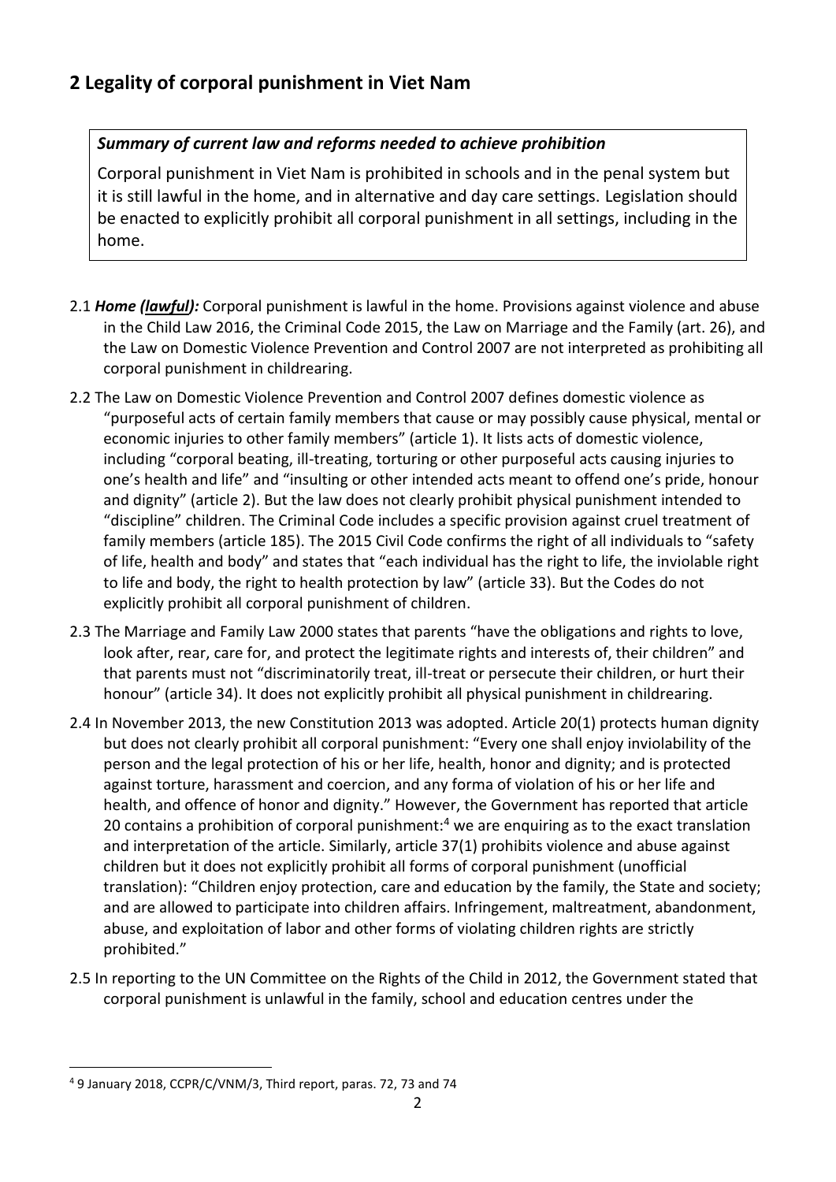## 2 Legality of corporal punishment in Viet Nam

> ***Summary of current law and reforms needed to achieve prohibition***
>
> Corporal punishment in Viet Nam is prohibited in schools and in the penal system but it is still lawful in the home, and in alternative and day care settings. Legislation should be enacted to explicitly prohibit all corporal punishment in all settings, including in the home.

2.1 ***Home (lawful):*** Corporal punishment is lawful in the home. Provisions against violence and abuse in the Child Law 2016, the Criminal Code 2015, the Law on Marriage and the Family (art. 26), and the Law on Domestic Violence Prevention and Control 2007 are not interpreted as prohibiting all corporal punishment in childrearing.

2.2 The Law on Domestic Violence Prevention and Control 2007 defines domestic violence as "purposeful acts of certain family members that cause or may possibly cause physical, mental or economic injuries to other family members" (article 1). It lists acts of domestic violence, including "corporal beating, ill-treating, torturing or other purposeful acts causing injuries to one's health and life" and "insulting or other intended acts meant to offend one's pride, honour and dignity" (article 2). But the law does not clearly prohibit physical punishment intended to "discipline" children. The Criminal Code includes a specific provision against cruel treatment of family members (article 185). The 2015 Civil Code confirms the right of all individuals to "safety of life, health and body" and states that "each individual has the right to life, the inviolable right to life and body, the right to health protection by law" (article 33). But the Codes do not explicitly prohibit all corporal punishment of children.

2.3 The Marriage and Family Law 2000 states that parents "have the obligations and rights to love, look after, rear, care for, and protect the legitimate rights and interests of, their children" and that parents must not "discriminatorily treat, ill-treat or persecute their children, or hurt their honour" (article 34). It does not explicitly prohibit all physical punishment in childrearing.

2.4 In November 2013, the new Constitution 2013 was adopted. Article 20(1) protects human dignity but does not clearly prohibit all corporal punishment: "Every one shall enjoy inviolability of the person and the legal protection of his or her life, health, honor and dignity; and is protected against torture, harassment and coercion, and any forma of violation of his or her life and health, and offence of honor and dignity." However, the Government has reported that article 20 contains a prohibition of corporal punishment:[4] we are enquiring as to the exact translation and interpretation of the article. Similarly, article 37(1) prohibits violence and abuse against children but it does not explicitly prohibit all forms of corporal punishment (unofficial translation): "Children enjoy protection, care and education by the family, the State and society; and are allowed to participate into children affairs. Infringement, maltreatment, abandonment, abuse, and exploitation of labor and other forms of violating children rights are strictly prohibited."

2.5 In reporting to the UN Committee on the Rights of the Child in 2012, the Government stated that corporal punishment is unlawful in the family, school and education centres under the

---

[4] 9 January 2018, CCPR/C/VNM/3, Third report, paras. 72, 73 and 74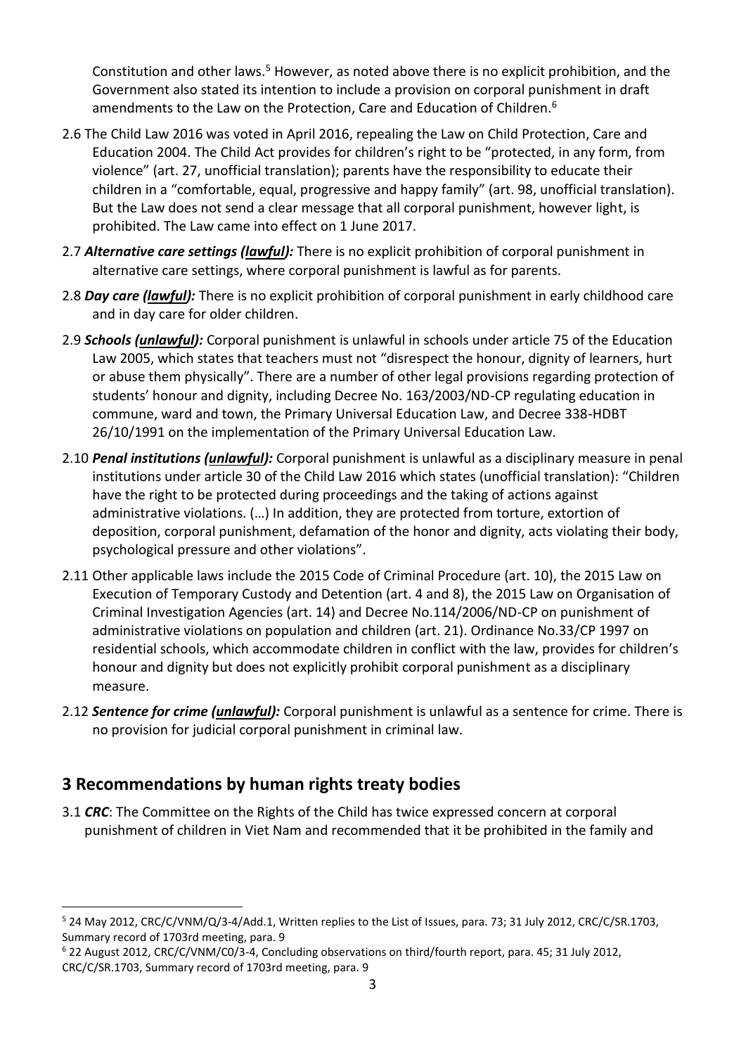Constitution and other laws.[5] However, as noted above there is no explicit prohibition, and the Government also stated its intention to include a provision on corporal punishment in draft amendments to the Law on the Protection, Care and Education of Children.[6]

2.6 The Child Law 2016 was voted in April 2016, repealing the Law on Child Protection, Care and Education 2004. The Child Act provides for children's right to be "protected, in any form, from violence" (art. 27, unofficial translation); parents have the responsibility to educate their children in a "comfortable, equal, progressive and happy family" (art. 98, unofficial translation). But the Law does not send a clear message that all corporal punishment, however light, is prohibited. The Law came into effect on 1 June 2017.

2.7 ***Alternative care settings (<u>lawful</u>):*** There is no explicit prohibition of corporal punishment in alternative care settings, where corporal punishment is lawful as for parents.

2.8 ***Day care (<u>lawful</u>):*** There is no explicit prohibition of corporal punishment in early childhood care and in day care for older children.

2.9 ***Schools (<u>unlawful</u>):*** Corporal punishment is unlawful in schools under article 75 of the Education Law 2005, which states that teachers must not "disrespect the honour, dignity of learners, hurt or abuse them physically". There are a number of other legal provisions regarding protection of students' honour and dignity, including Decree No. 163/2003/ND-CP regulating education in commune, ward and town, the Primary Universal Education Law, and Decree 338-HDBT 26/10/1991 on the implementation of the Primary Universal Education Law.

2.10 ***Penal institutions (<u>unlawful</u>):*** Corporal punishment is unlawful as a disciplinary measure in penal institutions under article 30 of the Child Law 2016 which states (unofficial translation): "Children have the right to be protected during proceedings and the taking of actions against administrative violations. (…) In addition, they are protected from torture, extortion of deposition, corporal punishment, defamation of the honor and dignity, acts violating their body, psychological pressure and other violations".

2.11 Other applicable laws include the 2015 Code of Criminal Procedure (art. 10), the 2015 Law on Execution of Temporary Custody and Detention (art. 4 and 8), the 2015 Law on Organisation of Criminal Investigation Agencies (art. 14) and Decree No.114/2006/ND-CP on punishment of administrative violations on population and children (art. 21). Ordinance No.33/CP 1997 on residential schools, which accommodate children in conflict with the law, provides for children's honour and dignity but does not explicitly prohibit corporal punishment as a disciplinary measure.

2.12 ***Sentence for crime (<u>unlawful</u>):*** Corporal punishment is unlawful as a sentence for crime. There is no provision for judicial corporal punishment in criminal law.

## 3 Recommendations by human rights treaty bodies

3.1 ***CRC***: The Committee on the Rights of the Child has twice expressed concern at corporal punishment of children in Viet Nam and recommended that it be prohibited in the family and

---

[5] 24 May 2012, CRC/C/VNM/Q/3-4/Add.1, Written replies to the List of Issues, para. 73; 31 July 2012, CRC/C/SR.1703, Summary record of 1703rd meeting, para. 9

[6] 22 August 2012, CRC/C/VNM/C0/3-4, Concluding observations on third/fourth report, para. 45; 31 July 2012, CRC/C/SR.1703, Summary record of 1703rd meeting, para. 9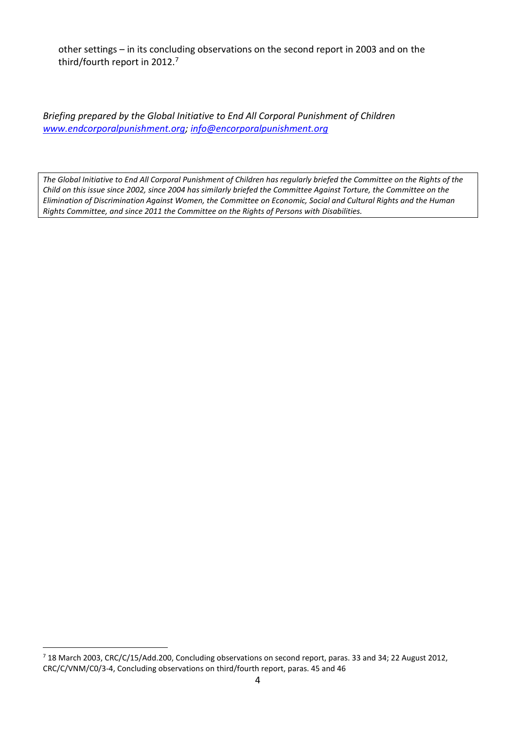other settings – in its concluding observations on the second report in 2003 and on the third/fourth report in 2012.[7]

*Briefing prepared by the Global Initiative to End All Corporal Punishment of Children*
*www.endcorporalpunishment.org; info@encorporalpunishment.org*

*The Global Initiative to End All Corporal Punishment of Children has regularly briefed the Committee on the Rights of the Child on this issue since 2002, since 2004 has similarly briefed the Committee Against Torture, the Committee on the Elimination of Discrimination Against Women, the Committee on Economic, Social and Cultural Rights and the Human Rights Committee, and since 2011 the Committee on the Rights of Persons with Disabilities.*

---

[7] 18 March 2003, CRC/C/15/Add.200, Concluding observations on second report, paras. 33 and 34; 22 August 2012, CRC/C/VNM/C0/3-4, Concluding observations on third/fourth report, paras. 45 and 46